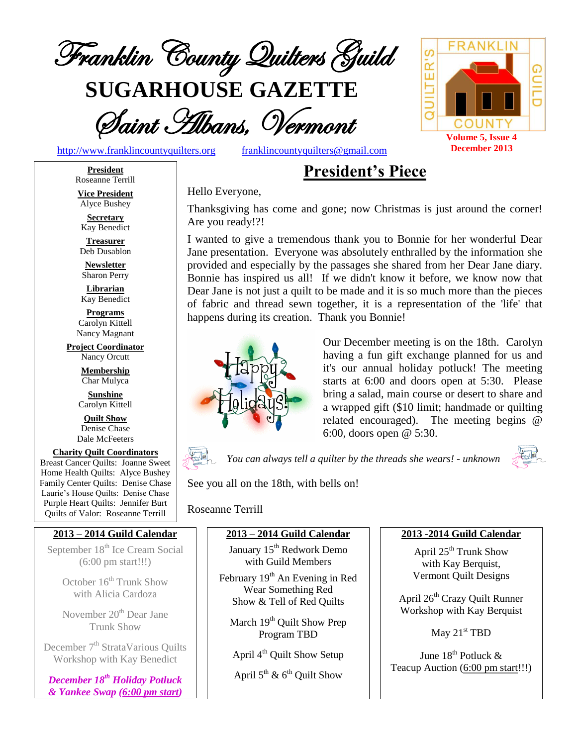# Franklin County Quilters Guild

## SUGARHOUSE GAZETTE

### Saint Albans, Vermont

http://www.franklincountyquilters.org franklincountyquilters@gmail.com

Volume 5, Issue 4
December 2013

**President**
Roseanne Terrill

**Vice President**
Alyce Bushey

**Secretary**
Kay Benedict

**Treasurer**
Deb Dusablon

**Newsletter**
Sharon Perry

**Librarian**
Kay Benedict

**Programs**
Carolyn Kittell
Nancy Magnant

**Project Coordinator**
Nancy Orcutt

**Membership**
Char Mulyca

**Sunshine**
Carolyn Kittell

**Quilt Show**
Denise Chase
Dale McFeeters

**Charity Quilt Coordinators**
Breast Cancer Quilts: Joanne Sweet
Home Health Quilts: Alyce Bushey
Family Center Quilts: Denise Chase
Laurie's House Quilts: Denise Chase
Purple Heart Quilts: Jennifer Burt
Quilts of Valor: Roseanne Terrill

## President's Piece

Hello Everyone,

Thanksgiving has come and gone; now Christmas is just around the corner! Are you ready!?!

I wanted to give a tremendous thank you to Bonnie for her wonderful Dear Jane presentation. Everyone was absolutely enthralled by the information she provided and especially by the passages she shared from her Dear Jane diary. Bonnie has inspired us all! If we didn't know it before, we know now that Dear Jane is not just a quilt to be made and it is so much more than the pieces of fabric and thread sewn together, it is a representation of the 'life' that happens during its creation. Thank you Bonnie!

Our December meeting is on the 18th. Carolyn having a fun gift exchange planned for us and it's our annual holiday potluck! The meeting starts at 6:00 and doors open at 5:30. Please bring a salad, main course or desert to share and a wrapped gift ($10 limit; handmade or quilting related encouraged). The meeting begins @ 6:00, doors open @ 5:30.

*You can always tell a quilter by the threads she wears! - unknown*

See you all on the 18th, with bells on!

Roseanne Terrill

### 2013 – 2014 Guild Calendar

September 18th Ice Cream Social (6:00 pm start!!!)

October 16th Trunk Show with Alicia Cardoza

November 20th Dear Jane Trunk Show

December 7th StrataVarious Quilts Workshop with Kay Benedict

***December 18th Holiday Potluck & Yankee Swap (6:00 pm start)***

January 15th Redwork Demo with Guild Members

February 19th An Evening in Red Wear Something Red Show & Tell of Red Quilts

March 19th Quilt Show Prep Program TBD

April 4th Quilt Show Setup

April 5th & 6th Quilt Show

April 25th Trunk Show with Kay Berquist, Vermont Quilt Designs

April 26th Crazy Quilt Runner Workshop with Kay Berquist

May 21st TBD

June 18th Potluck & Teacup Auction (6:00 pm start!!!)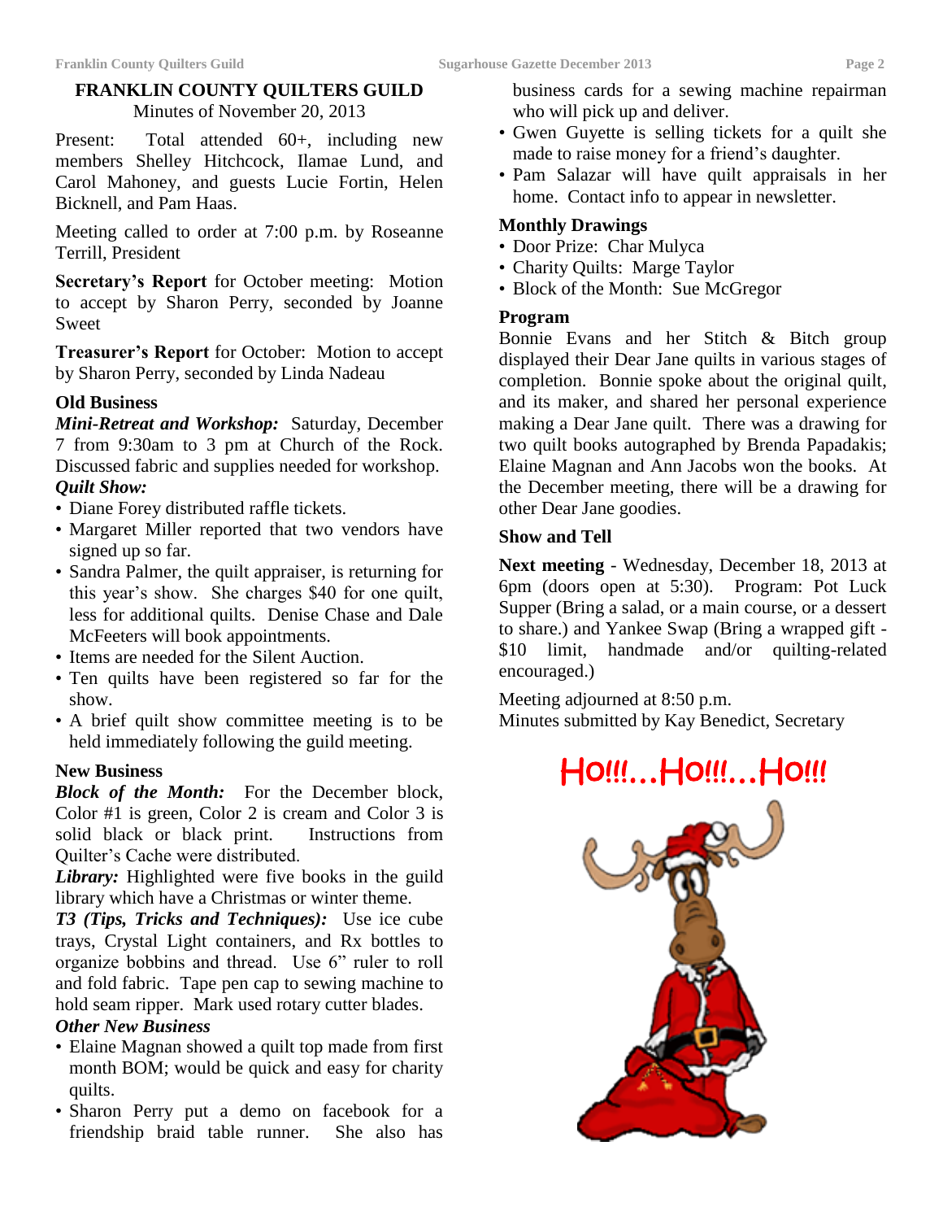# FRANKLIN COUNTY QUILTERS GUILD

Minutes of November 20, 2013

Present: Total attended 60+, including new members Shelley Hitchcock, Ilamae Lund, and Carol Mahoney, and guests Lucie Fortin, Helen Bicknell, and Pam Haas.

Meeting called to order at 7:00 p.m. by Roseanne Terrill, President

**Secretary's Report** for October meeting: Motion to accept by Sharon Perry, seconded by Joanne Sweet

**Treasurer's Report** for October: Motion to accept by Sharon Perry, seconded by Linda Nadeau

### Old Business

***Mini-Retreat and Workshop:*** Saturday, December 7 from 9:30am to 3 pm at Church of the Rock. Discussed fabric and supplies needed for workshop.

***Quilt Show:***

- Diane Forey distributed raffle tickets.
- Margaret Miller reported that two vendors have signed up so far.
- Sandra Palmer, the quilt appraiser, is returning for this year's show. She charges $40 for one quilt, less for additional quilts. Denise Chase and Dale McFeeters will book appointments.
- Items are needed for the Silent Auction.
- Ten quilts have been registered so far for the show.
- A brief quilt show committee meeting is to be held immediately following the guild meeting.

### New Business

***Block of the Month:*** For the December block, Color #1 is green, Color 2 is cream and Color 3 is solid black or black print. Instructions from Quilter's Cache were distributed.

***Library:*** Highlighted were five books in the guild library which have a Christmas or winter theme.

***T3 (Tips, Tricks and Techniques):*** Use ice cube trays, Crystal Light containers, and Rx bottles to organize bobbins and thread. Use 6" ruler to roll and fold fabric. Tape pen cap to sewing machine to hold seam ripper. Mark used rotary cutter blades.

***Other New Business***

- Elaine Magnan showed a quilt top made from first month BOM; would be quick and easy for charity quilts.
- Sharon Perry put a demo on facebook for a friendship braid table runner. She also has business cards for a sewing machine repairman who will pick up and deliver.
- Gwen Guyette is selling tickets for a quilt she made to raise money for a friend's daughter.
- Pam Salazar will have quilt appraisals in her home. Contact info to appear in newsletter.

### Monthly Drawings

- Door Prize: Char Mulyca
- Charity Quilts: Marge Taylor
- Block of the Month: Sue McGregor

### Program

Bonnie Evans and her Stitch & Bitch group displayed their Dear Jane quilts in various stages of completion. Bonnie spoke about the original quilt, and its maker, and shared her personal experience making a Dear Jane quilt. There was a drawing for two quilt books autographed by Brenda Papadakis; Elaine Magnan and Ann Jacobs won the books. At the December meeting, there will be a drawing for other Dear Jane goodies.

### Show and Tell

**Next meeting** - Wednesday, December 18, 2013 at 6pm (doors open at 5:30). Program: Pot Luck Supper (Bring a salad, or a main course, or a dessert to share.) and Yankee Swap (Bring a wrapped gift - $10 limit, handmade and/or quilting-related encouraged.)

Meeting adjourned at 8:50 p.m.
Minutes submitted by Kay Benedict, Secretary

Ho!!!...Ho!!!...Ho!!!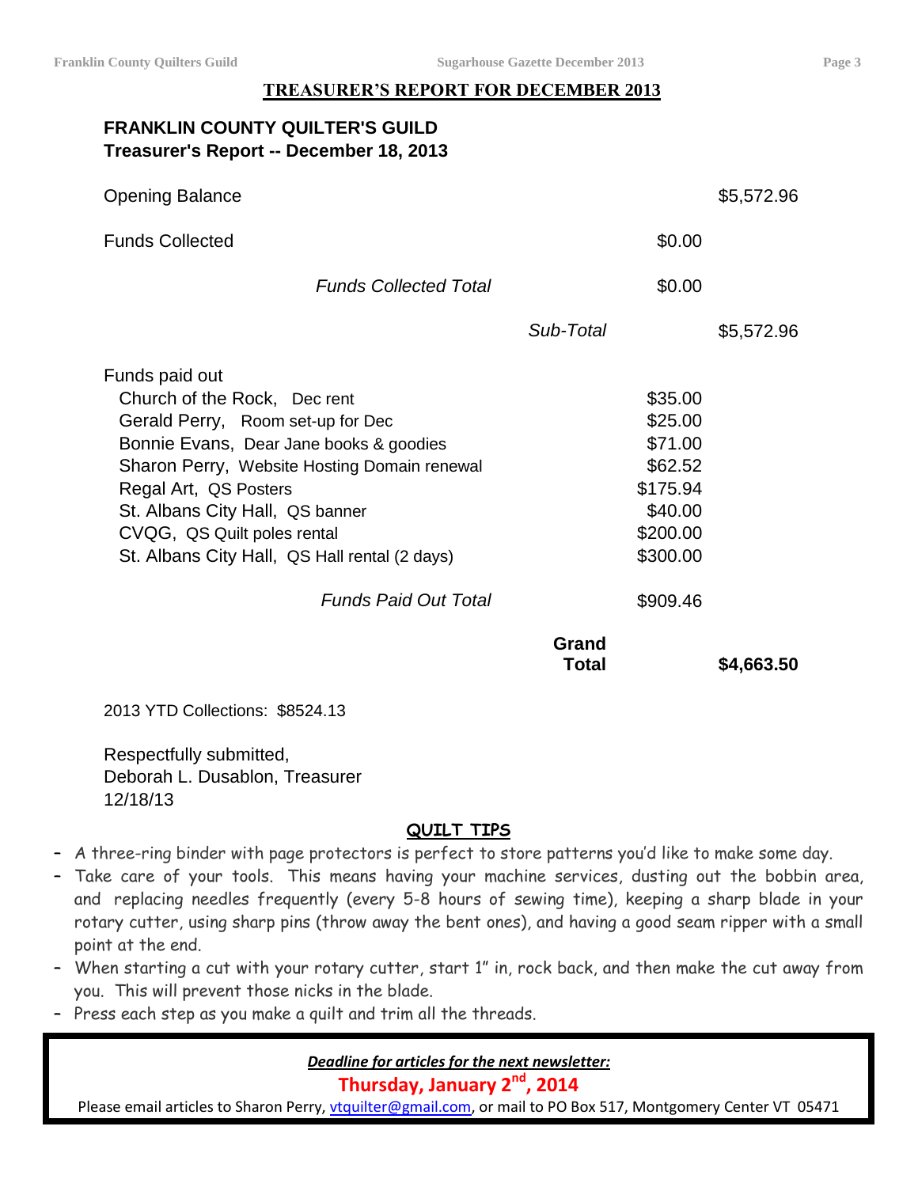## TREASURER'S REPORT FOR DECEMBER 2013

**FRANKLIN COUNTY QUILTER'S GUILD**
**Treasurer's Report -- December 18, 2013**

| | | | |
|---|---|---|---|
| Opening Balance | | | $5,572.96 |
| Funds Collected | | $0.00 | |
| *Funds Collected Total* | | $0.00 | |
| | *Sub-Total* | | $5,572.96 |
| Funds paid out | | | |
| Church of the Rock, Dec rent | | $35.00 | |
| Gerald Perry, Room set-up for Dec | | $25.00 | |
| Bonnie Evans, Dear Jane books & goodies | | $71.00 | |
| Sharon Perry, Website Hosting Domain renewal | | $62.52 | |
| Regal Art, QS Posters | | $175.94 | |
| St. Albans City Hall, QS banner | | $40.00 | |
| CVQG, QS Quilt poles rental | | $200.00 | |
| St. Albans City Hall, QS Hall rental (2 days) | | $300.00 | |
| *Funds Paid Out Total* | | $909.46 | |
| | **Grand Total** | | **$4,663.50** |

2013 YTD Collections: $8524.13

Respectfully submitted,
Deborah L. Dusablon, Treasurer
12/18/13

## QUILT TIPS

- A three-ring binder with page protectors is perfect to store patterns you'd like to make some day.
- Take care of your tools. This means having your machine services, dusting out the bobbin area, and replacing needles frequently (every 5-8 hours of sewing time), keeping a sharp blade in your rotary cutter, using sharp pins (throw away the bent ones), and having a good seam ripper with a small point at the end.
- When starting a cut with your rotary cutter, start 1" in, rock back, and then make the cut away from you. This will prevent those nicks in the blade.
- Press each step as you make a quilt and trim all the threads.

***Deadline for articles for the next newsletter:***

**Thursday, January 2nd, 2014**

Please email articles to Sharon Perry, vtquilter@gmail.com, or mail to PO Box 517, Montgomery Center VT 05471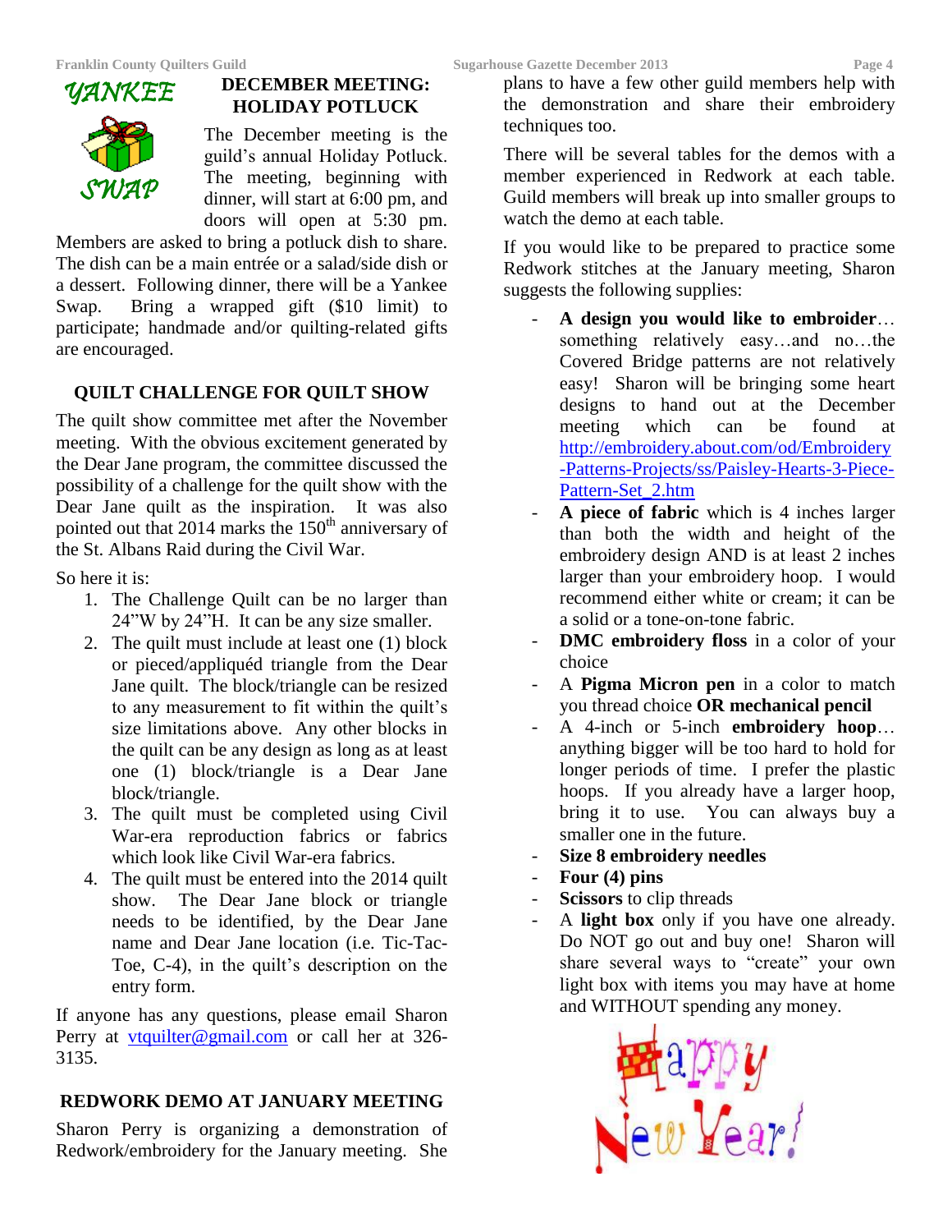YANKEE SWAP

## DECEMBER MEETING: HOLIDAY POTLUCK

The December meeting is the guild's annual Holiday Potluck. The meeting, beginning with dinner, will start at 6:00 pm, and doors will open at 5:30 pm. Members are asked to bring a potluck dish to share. The dish can be a main entrée or a salad/side dish or a dessert. Following dinner, there will be a Yankee Swap. Bring a wrapped gift ($10 limit) to participate; handmade and/or quilting-related gifts are encouraged.

## QUILT CHALLENGE FOR QUILT SHOW

The quilt show committee met after the November meeting. With the obvious excitement generated by the Dear Jane program, the committee discussed the possibility of a challenge for the quilt show with the Dear Jane quilt as the inspiration. It was also pointed out that 2014 marks the 150th anniversary of the St. Albans Raid during the Civil War.

So here it is:

1. The Challenge Quilt can be no larger than 24"W by 24"H. It can be any size smaller.
2. The quilt must include at least one (1) block or pieced/appliquéd triangle from the Dear Jane quilt. The block/triangle can be resized to any measurement to fit within the quilt's size limitations above. Any other blocks in the quilt can be any design as long as at least one (1) block/triangle is a Dear Jane block/triangle.
3. The quilt must be completed using Civil War-era reproduction fabrics or fabrics which look like Civil War-era fabrics.
4. The quilt must be entered into the 2014 quilt show. The Dear Jane block or triangle needs to be identified, by the Dear Jane name and Dear Jane location (i.e. Tic-Tac-Toe, C-4), in the quilt's description on the entry form.

If anyone has any questions, please email Sharon Perry at vtquilter@gmail.com or call her at 326-3135.

## REDWORK DEMO AT JANUARY MEETING

Sharon Perry is organizing a demonstration of Redwork/embroidery for the January meeting. She plans to have a few other guild members help with the demonstration and share their embroidery techniques too.

There will be several tables for the demos with a member experienced in Redwork at each table. Guild members will break up into smaller groups to watch the demo at each table.

If you would like to be prepared to practice some Redwork stitches at the January meeting, Sharon suggests the following supplies:

- **A design you would like to embroider**… something relatively easy…and no…the Covered Bridge patterns are not relatively easy! Sharon will be bringing some heart designs to hand out at the December meeting which can be found at http://embroidery.about.com/od/Embroidery-Patterns-Projects/ss/Paisley-Hearts-3-Piece-Pattern-Set_2.htm
- **A piece of fabric** which is 4 inches larger than both the width and height of the embroidery design AND is at least 2 inches larger than your embroidery hoop. I would recommend either white or cream; it can be a solid or a tone-on-tone fabric.
- **DMC embroidery floss** in a color of your choice
- A **Pigma Micron pen** in a color to match you thread choice **OR mechanical pencil**
- A 4-inch or 5-inch **embroidery hoop**… anything bigger will be too hard to hold for longer periods of time. I prefer the plastic hoops. If you already have a larger hoop, bring it to use. You can always buy a smaller one in the future.
- **Size 8 embroidery needles**
- **Four (4) pins**
- **Scissors** to clip threads
- A **light box** only if you have one already. Do NOT go out and buy one! Sharon will share several ways to "create" your own light box with items you may have at home and WITHOUT spending any money.

Happy New Year!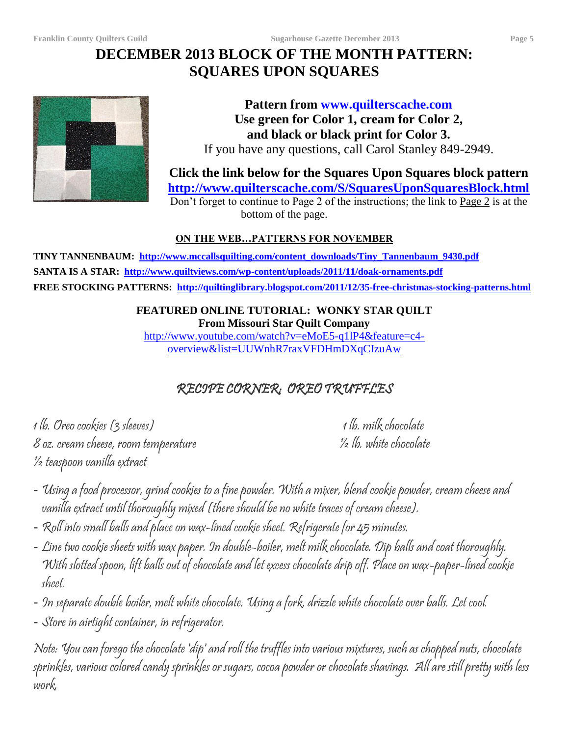# DECEMBER 2013 BLOCK OF THE MONTH PATTERN: SQUARES UPON SQUARES

**Pattern from www.quilterscache.com**
**Use green for Color 1, cream for Color 2, and black or black print for Color 3.**
If you have any questions, call Carol Stanley 849-2949.

**Click the link below for the Squares Upon Squares block pattern**
**http://www.quilterscache.com/S/SquaresUponSquaresBlock.html**
Don't forget to continue to Page 2 of the instructions; the link to Page 2 is at the bottom of the page.

**ON THE WEB…PATTERNS FOR NOVEMBER**

**TINY TANNENBAUM: http://www.mccallsquilting.com/content_downloads/Tiny_Tannenbaum_9430.pdf**
**SANTA IS A STAR: http://www.quiltviews.com/wp-content/uploads/2011/11/doak-ornaments.pdf**
**FREE STOCKING PATTERNS: http://quiltinglibrary.blogspot.com/2011/12/35-free-christmas-stocking-patterns.html**

**FEATURED ONLINE TUTORIAL: WONKY STAR QUILT**
**From Missouri Star Quilt Company**
http://www.youtube.com/watch?v=eMoE5-q1lP4&feature=c4-overview&list=UUWnhR7raxVFDHmDXqCIzuAw

## *RECIPE CORNER: OREO TRUFFLES*

*1 lb. Oreo cookies (3 sleeves)*
*8 oz. cream cheese, room temperature*
*½ teaspoon vanilla extract*
*1 lb. milk chocolate*
*½ lb. white chocolate*

- *Using a food processor, grind cookies to a fine powder. With a mixer, blend cookie powder, cream cheese and vanilla extract until thoroughly mixed (there should be no white traces of cream cheese).*
- *Roll into small balls and place on wax-lined cookie sheet. Refrigerate for 45 minutes.*
- *Line two cookie sheets with wax paper. In double-boiler, melt milk chocolate. Dip balls and coat thoroughly. With slotted spoon, lift balls out of chocolate and let excess chocolate drip off. Place on wax-paper-lined cookie sheet.*
- *In separate double boiler, melt white chocolate. Using a fork, drizzle white chocolate over balls. Let cool.*
- *Store in airtight container, in refrigerator.*

*Note: You can forego the chocolate 'dip' and roll the truffles into various mixtures, such as chopped nuts, chocolate sprinkles, various colored candy sprinkles or sugars, cocoa powder or chocolate shavings. All are still pretty with less work.*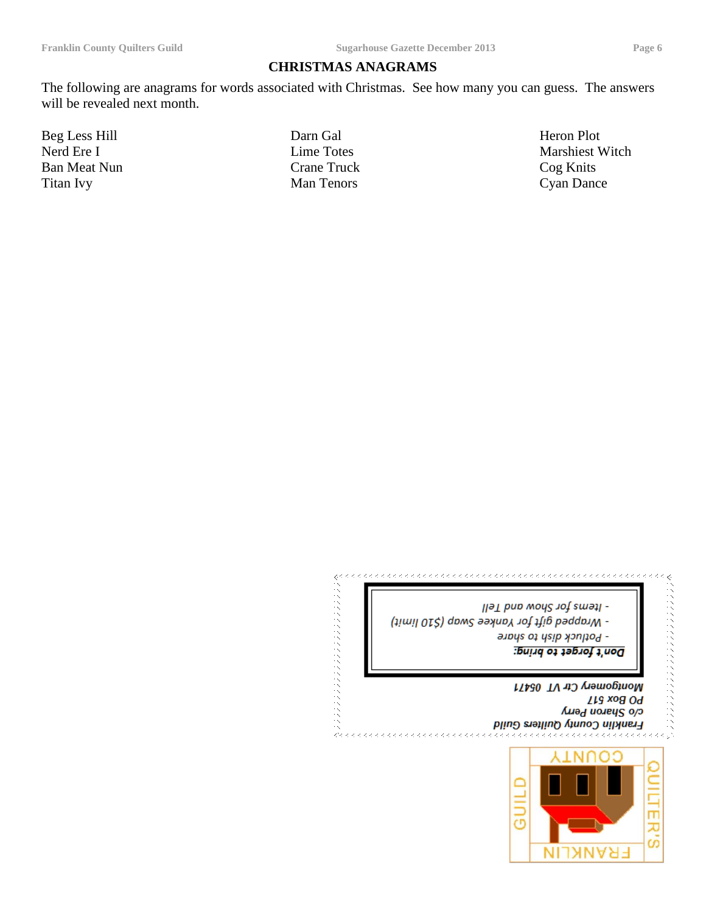## CHRISTMAS ANAGRAMS

The following are anagrams for words associated with Christmas. See how many you can guess. The answers will be revealed next month.

Beg Less Hill
Nerd Ere I
Ban Meat Nun
Titan Ivy

Darn Gal
Lime Totes
Crane Truck
Man Tenors

Heron Plot
Marshiest Witch
Cog Knits
Cyan Dance

Franklin County Quilters Guild
c/o Sharon Perry
PO Box 517
Montgomery Ctr VT 05471

***Don't forget to bring:***

- Potluck dish to share
- Wrapped gift for Yankee Swap ($10 limit)
- Items for Show and Tell

FRANKLIN COUNTY QUILTER'S GUILD